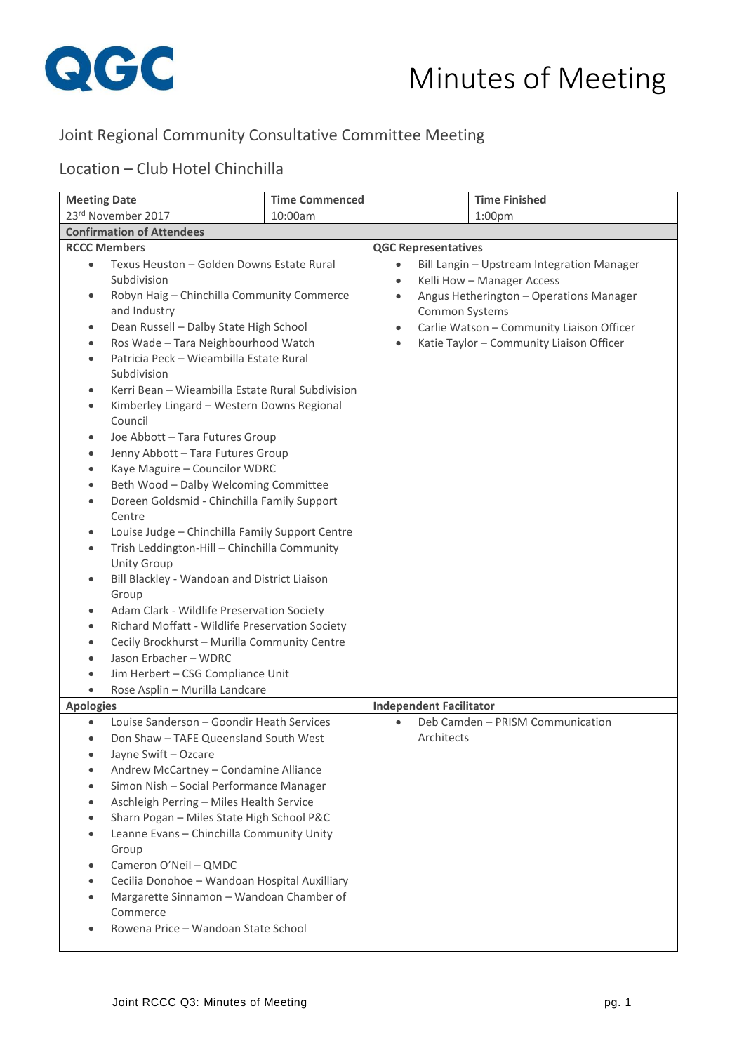QGC

# Minutes of Meeting

## Joint Regional Community Consultative Committee Meeting

## Location – Club Hotel Chinchilla

| Meeting Date | Time Commenced | Time Finished |
|---|---|---|
| 23rd November 2017 | 10:00am | 1:00pm |

**Confirmation of Attendees**

**RCCC Members**

- Texus Heuston – Golden Downs Estate Rural Subdivision
- Robyn Haig – Chinchilla Community Commerce and Industry
- Dean Russell – Dalby State High School
- Ros Wade – Tara Neighbourhood Watch
- Patricia Peck – Wieambilla Estate Rural Subdivision
- Kerri Bean – Wieambilla Estate Rural Subdivision
- Kimberley Lingard – Western Downs Regional Council
- Joe Abbott – Tara Futures Group
- Jenny Abbott – Tara Futures Group
- Kaye Maguire – Councilor WDRC
- Beth Wood – Dalby Welcoming Committee
- Doreen Goldsmid - Chinchilla Family Support Centre
- Louise Judge – Chinchilla Family Support Centre
- Trish Leddington-Hill – Chinchilla Community Unity Group
- Bill Blackley - Wandoan and District Liaison Group
- Adam Clark - Wildlife Preservation Society
- Richard Moffatt - Wildlife Preservation Society
- Cecily Brockhurst – Murilla Community Centre
- Jason Erbacher – WDRC
- Jim Herbert – CSG Compliance Unit
- Rose Asplin – Murilla Landcare

**QGC Representatives**

- Bill Langin – Upstream Integration Manager
- Kelli How – Manager Access
- Angus Hetherington – Operations Manager Common Systems
- Carlie Watson – Community Liaison Officer
- Katie Taylor – Community Liaison Officer

**Apologies**

- Louise Sanderson – Goondir Heath Services
- Don Shaw – TAFE Queensland South West
- Jayne Swift – Ozcare
- Andrew McCartney – Condamine Alliance
- Simon Nish – Social Performance Manager
- Aschleigh Perring – Miles Health Service
- Sharn Pogan – Miles State High School P&C
- Leanne Evans – Chinchilla Community Unity Group
- Cameron O'Neil – QMDC
- Cecilia Donohoe – Wandoan Hospital Auxilliary
- Margarette Sinnamon – Wandoan Chamber of Commerce
- Rowena Price – Wandoan State School

**Independent Facilitator**

- Deb Camden – PRISM Communication Architects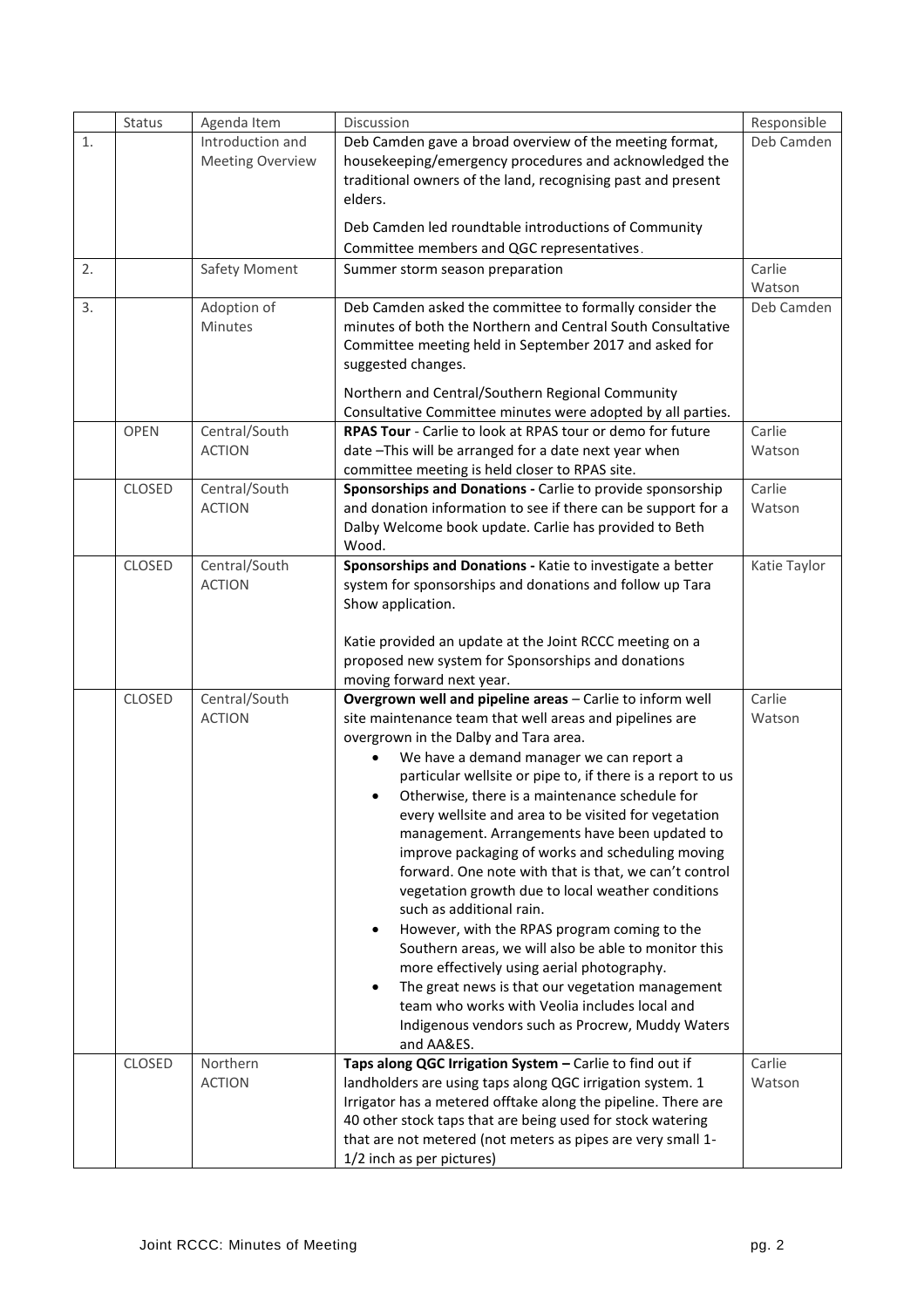| | Status | Agenda Item | Discussion | Responsible |
|---|---|---|---|---|
| 1. | | Introduction and Meeting Overview | Deb Camden gave a broad overview of the meeting format, housekeeping/emergency procedures and acknowledged the traditional owners of the land, recognising past and present elders.<br><br>Deb Camden led roundtable introductions of Community Committee members and QGC representatives. | Deb Camden |
| 2. | | Safety Moment | Summer storm season preparation | Carlie Watson |
| 3. | | Adoption of Minutes | Deb Camden asked the committee to formally consider the minutes of both the Northern and Central South Consultative Committee meeting held in September 2017 and asked for suggested changes.<br><br>Northern and Central/Southern Regional Community Consultative Committee minutes were adopted by all parties. | Deb Camden |
| | OPEN | Central/South ACTION | **RPAS Tour** - Carlie to look at RPAS tour or demo for future date –This will be arranged for a date next year when committee meeting is held closer to RPAS site. | Carlie Watson |
| | CLOSED | Central/South ACTION | **Sponsorships and Donations -** Carlie to provide sponsorship and donation information to see if there can be support for a Dalby Welcome book update. Carlie has provided to Beth Wood. | Carlie Watson |
| | CLOSED | Central/South ACTION | **Sponsorships and Donations -** Katie to investigate a better system for sponsorships and donations and follow up Tara Show application.<br><br>Katie provided an update at the Joint RCCC meeting on a proposed new system for Sponsorships and donations moving forward next year. | Katie Taylor |
| | CLOSED | Central/South ACTION | **Overgrown well and pipeline areas** – Carlie to inform well site maintenance team that well areas and pipelines are overgrown in the Dalby and Tara area.<br>• We have a demand manager we can report a particular wellsite or pipe to, if there is a report to us<br>• Otherwise, there is a maintenance schedule for every wellsite and area to be visited for vegetation management. Arrangements have been updated to improve packaging of works and scheduling moving forward. One note with that is that, we can't control vegetation growth due to local weather conditions such as additional rain.<br>• However, with the RPAS program coming to the Southern areas, we will also be able to monitor this more effectively using aerial photography.<br>• The great news is that our vegetation management team who works with Veolia includes local and Indigenous vendors such as Procrew, Muddy Waters and AA&ES. | Carlie Watson |
| | CLOSED | Northern ACTION | **Taps along QGC Irrigation System –** Carlie to find out if landholders are using taps along QGC irrigation system. 1 Irrigator has a metered offtake along the pipeline. There are 40 other stock taps that are being used for stock watering that are not metered (not meters as pipes are very small 1-1/2 inch as per pictures) | Carlie Watson |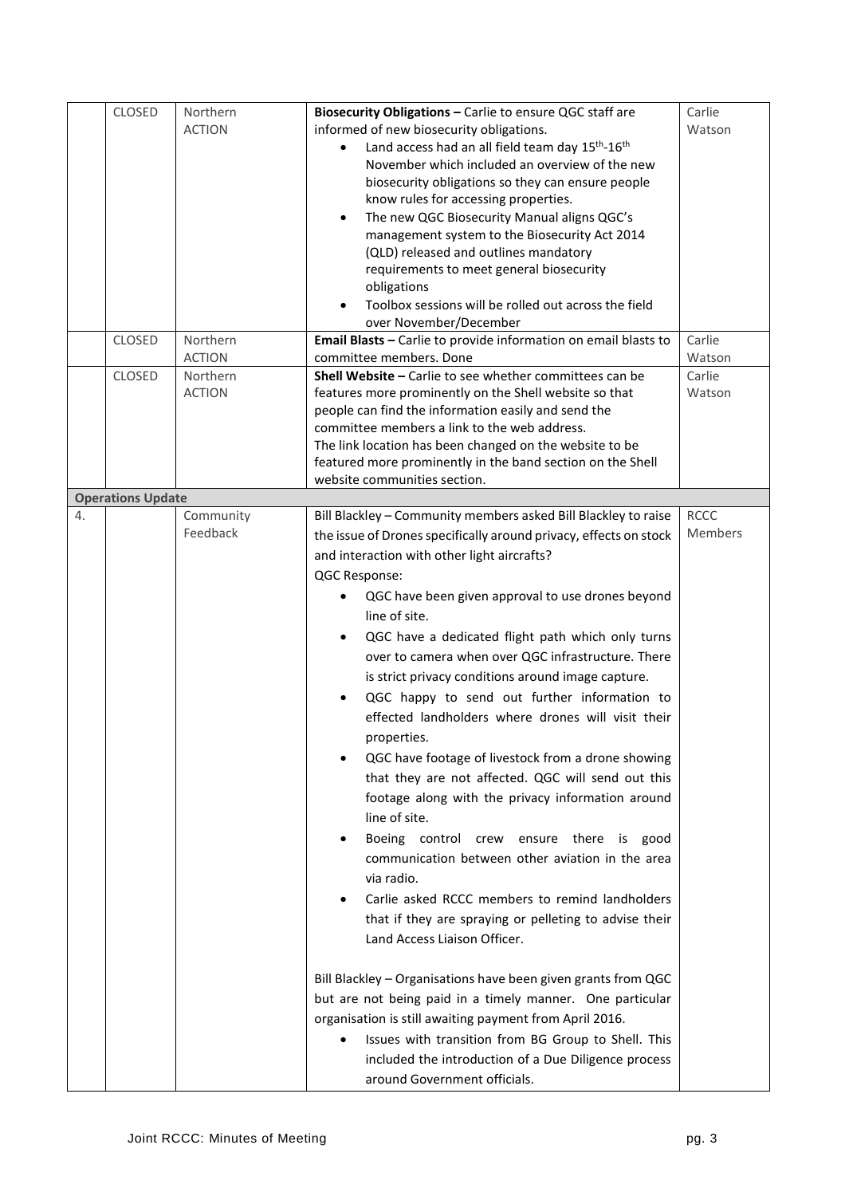|  | CLOSED | Northern ACTION | **Biosecurity Obligations –** Carlie to ensure QGC staff are informed of new biosecurity obligations.<br>• Land access had an all field team day 15th-16th November which included an overview of the new biosecurity obligations so they can ensure people know rules for accessing properties.<br>• The new QGC Biosecurity Manual aligns QGC's management system to the Biosecurity Act 2014 (QLD) released and outlines mandatory requirements to meet general biosecurity obligations<br>• Toolbox sessions will be rolled out across the field over November/December | Carlie Watson |
|---|---|---|---|---|
|  | CLOSED | Northern ACTION | **Email Blasts –** Carlie to provide information on email blasts to committee members. Done | Carlie Watson |
|  | CLOSED | Northern ACTION | **Shell Website –** Carlie to see whether committees can be features more prominently on the Shell website so that people can find the information easily and send the committee members a link to the web address.<br>The link location has been changed on the website to be featured more prominently in the band section on the Shell website communities section. | Carlie Watson |
| **Operations Update** |  |  |  |  |
| 4. |  | Community Feedback | Bill Blackley – Community members asked Bill Blackley to raise the issue of Drones specifically around privacy, effects on stock and interaction with other light aircrafts?<br>QGC Response:<br>• QGC have been given approval to use drones beyond line of site.<br>• QGC have a dedicated flight path which only turns over to camera when over QGC infrastructure. There is strict privacy conditions around image capture.<br>• QGC happy to send out further information to effected landholders where drones will visit their properties.<br>• QGC have footage of livestock from a drone showing that they are not affected. QGC will send out this footage along with the privacy information around line of site.<br>• Boeing control crew ensure there is good communication between other aviation in the area via radio.<br>• Carlie asked RCCC members to remind landholders that if they are spraying or pelleting to advise their Land Access Liaison Officer.<br><br>Bill Blackley – Organisations have been given grants from QGC but are not being paid in a timely manner. One particular organisation is still awaiting payment from April 2016.<br>• Issues with transition from BG Group to Shell. This included the introduction of a Due Diligence process around Government officials. | RCCC Members |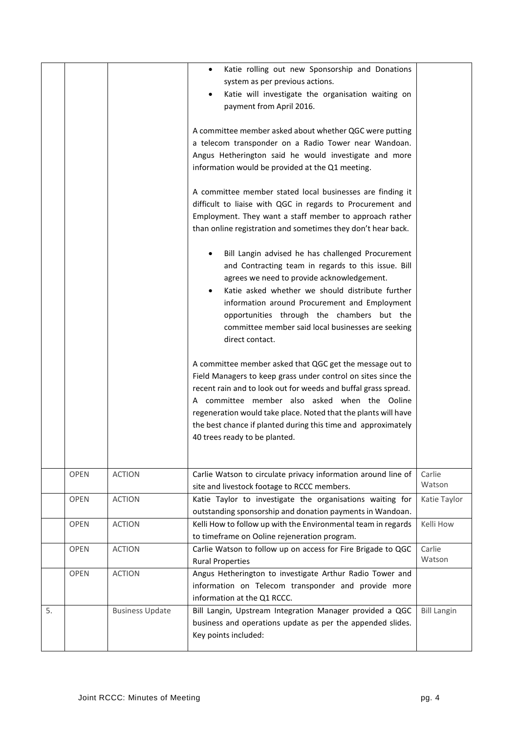| | | | | |
|---|---|---|---|---|
| | | | <ul><li>Katie rolling out new Sponsorship and Donations system as per previous actions.</li><li>Katie will investigate the organisation waiting on payment from April 2016.</li></ul>A committee member asked about whether QGC were putting a telecom transponder on a Radio Tower near Wandoan. Angus Hetherington said he would investigate and more information would be provided at the Q1 meeting.<br><br>A committee member stated local businesses are finding it difficult to liaise with QGC in regards to Procurement and Employment. They want a staff member to approach rather than online registration and sometimes they don't hear back.<ul><li>Bill Langin advised he has challenged Procurement and Contracting team in regards to this issue. Bill agrees we need to provide acknowledgement.</li><li>Katie asked whether we should distribute further information around Procurement and Employment opportunities through the chambers but the committee member said local businesses are seeking direct contact.</li></ul>A committee member asked that QGC get the message out to Field Managers to keep grass under control on sites since the recent rain and to look out for weeds and buffal grass spread. A committee member also asked when the Ooline regeneration would take place. Noted that the plants will have the best chance if planted during this time and approximately 40 trees ready to be planted. | |
| | OPEN | ACTION | Carlie Watson to circulate privacy information around line of site and livestock footage to RCCC members. | Carlie Watson |
| | OPEN | ACTION | Katie Taylor to investigate the organisations waiting for outstanding sponsorship and donation payments in Wandoan. | Katie Taylor |
| | OPEN | ACTION | Kelli How to follow up with the Environmental team in regards to timeframe on Ooline rejeneration program. | Kelli How |
| | OPEN | ACTION | Carlie Watson to follow up on access for Fire Brigade to QGC Rural Properties | Carlie Watson |
| | OPEN | ACTION | Angus Hetherington to investigate Arthur Radio Tower and information on Telecom transponder and provide more information at the Q1 RCCC. | |
| 5. | | Business Update | Bill Langin, Upstream Integration Manager provided a QGC business and operations update as per the appended slides. Key points included: | Bill Langin |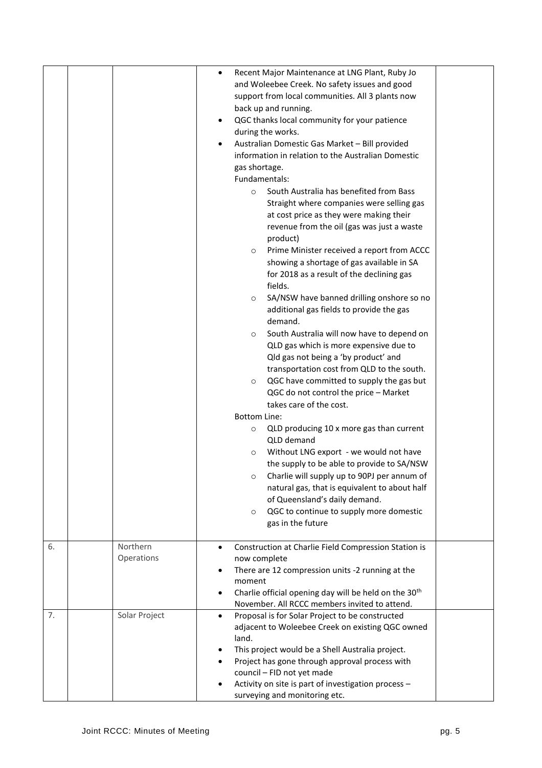| | | | | |
|---|---|---|---|---|
| | | | • Recent Major Maintenance at LNG Plant, Ruby Jo and Woleebee Creek. No safety issues and good support from local communities. All 3 plants now back up and running.<br>• QGC thanks local community for your patience during the works.<br>• Australian Domestic Gas Market – Bill provided information in relation to the Australian Domestic gas shortage.<br>Fundamentals:<br>○ South Australia has benefited from Bass Straight where companies were selling gas at cost price as they were making their revenue from the oil (gas was just a waste product)<br>○ Prime Minister received a report from ACCC showing a shortage of gas available in SA for 2018 as a result of the declining gas fields.<br>○ SA/NSW have banned drilling onshore so no additional gas fields to provide the gas demand.<br>○ South Australia will now have to depend on QLD gas which is more expensive due to Qld gas not being a 'by product' and transportation cost from QLD to the south.<br>○ QGC have committed to supply the gas but QGC do not control the price – Market takes care of the cost.<br>Bottom Line:<br>○ QLD producing 10 x more gas than current QLD demand<br>○ Without LNG export - we would not have the supply to be able to provide to SA/NSW<br>○ Charlie will supply up to 90PJ per annum of natural gas, that is equivalent to about half of Queensland's daily demand.<br>○ QGC to continue to supply more domestic gas in the future | |
| 6. | | Northern Operations | • Construction at Charlie Field Compression Station is now complete<br>• There are 12 compression units -2 running at the moment<br>• Charlie official opening day will be held on the 30th November. All RCCC members invited to attend. | |
| 7. | | Solar Project | • Proposal is for Solar Project to be constructed adjacent to Woleebee Creek on existing QGC owned land.<br>• This project would be a Shell Australia project.<br>• Project has gone through approval process with council – FID not yet made<br>• Activity on site is part of investigation process – surveying and monitoring etc. | |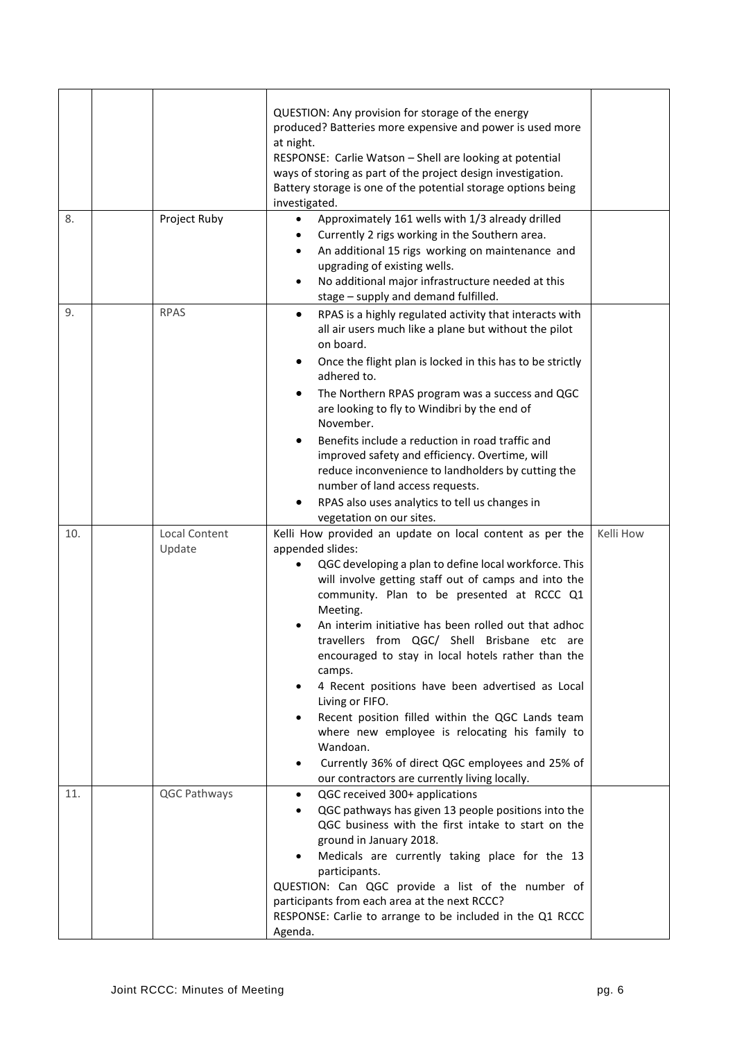| | | | | |
|---|---|---|---|---|
| | | | QUESTION: Any provision for storage of the energy produced? Batteries more expensive and power is used more at night.<br>RESPONSE: Carlie Watson – Shell are looking at potential ways of storing as part of the project design investigation. Battery storage is one of the potential storage options being investigated. | |
| 8. | | Project Ruby | • Approximately 161 wells with 1/3 already drilled<br>• Currently 2 rigs working in the Southern area.<br>• An additional 15 rigs working on maintenance and upgrading of existing wells.<br>• No additional major infrastructure needed at this stage – supply and demand fulfilled. | |
| 9. | | RPAS | • RPAS is a highly regulated activity that interacts with all air users much like a plane but without the pilot on board.<br>• Once the flight plan is locked in this has to be strictly adhered to.<br>• The Northern RPAS program was a success and QGC are looking to fly to Windibri by the end of November.<br>• Benefits include a reduction in road traffic and improved safety and efficiency. Overtime, will reduce inconvenience to landholders by cutting the number of land access requests.<br>• RPAS also uses analytics to tell us changes in vegetation on our sites. | |
| 10. | | Local Content Update | Kelli How provided an update on local content as per the appended slides:<br>• QGC developing a plan to define local workforce. This will involve getting staff out of camps and into the community. Plan to be presented at RCCC Q1 Meeting.<br>• An interim initiative has been rolled out that adhoc travellers from QGC/ Shell Brisbane etc are encouraged to stay in local hotels rather than the camps.<br>• 4 Recent positions have been advertised as Local Living or FIFO.<br>• Recent position filled within the QGC Lands team where new employee is relocating his family to Wandoan.<br>• Currently 36% of direct QGC employees and 25% of our contractors are currently living locally. | Kelli How |
| 11. | | QGC Pathways | • QGC received 300+ applications<br>• QGC pathways has given 13 people positions into the QGC business with the first intake to start on the ground in January 2018.<br>• Medicals are currently taking place for the 13 participants.<br>QUESTION: Can QGC provide a list of the number of participants from each area at the next RCCC?<br>RESPONSE: Carlie to arrange to be included in the Q1 RCCC Agenda. | |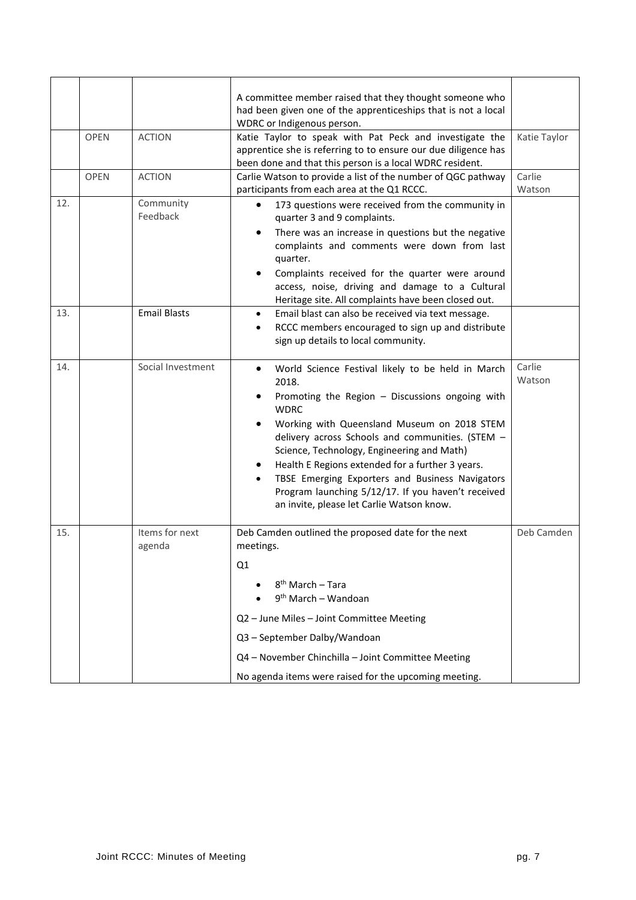| | | | | |
|---|---|---|---|---|
| | | | A committee member raised that they thought someone who had been given one of the apprenticeships that is not a local WDRC or Indigenous person. | |
| | OPEN | ACTION | Katie Taylor to speak with Pat Peck and investigate the apprentice she is referring to to ensure our due diligence has been done and that this person is a local WDRC resident. | Katie Taylor |
| | OPEN | ACTION | Carlie Watson to provide a list of the number of QGC pathway participants from each area at the Q1 RCCC. | Carlie Watson |
| 12. | | Community Feedback | • 173 questions were received from the community in quarter 3 and 9 complaints.<br>• There was an increase in questions but the negative complaints and comments were down from last quarter.<br>• Complaints received for the quarter were around access, noise, driving and damage to a Cultural Heritage site. All complaints have been closed out. | |
| 13. | | Email Blasts | • Email blast can also be received via text message.<br>• RCCC members encouraged to sign up and distribute sign up details to local community. | |
| 14. | | Social Investment | • World Science Festival likely to be held in March 2018.<br>• Promoting the Region – Discussions ongoing with WDRC<br>• Working with Queensland Museum on 2018 STEM delivery across Schools and communities. (STEM – Science, Technology, Engineering and Math)<br>• Health E Regions extended for a further 3 years.<br>• TBSE Emerging Exporters and Business Navigators Program launching 5/12/17. If you haven't received an invite, please let Carlie Watson know. | Carlie Watson |
| 15. | | Items for next agenda | Deb Camden outlined the proposed date for the next meetings.<br>Q1<br>• 8th March – Tara<br>• 9th March – Wandoan<br>Q2 – June Miles – Joint Committee Meeting<br>Q3 – September Dalby/Wandoan<br>Q4 – November Chinchilla – Joint Committee Meeting<br>No agenda items were raised for the upcoming meeting. | Deb Camden |